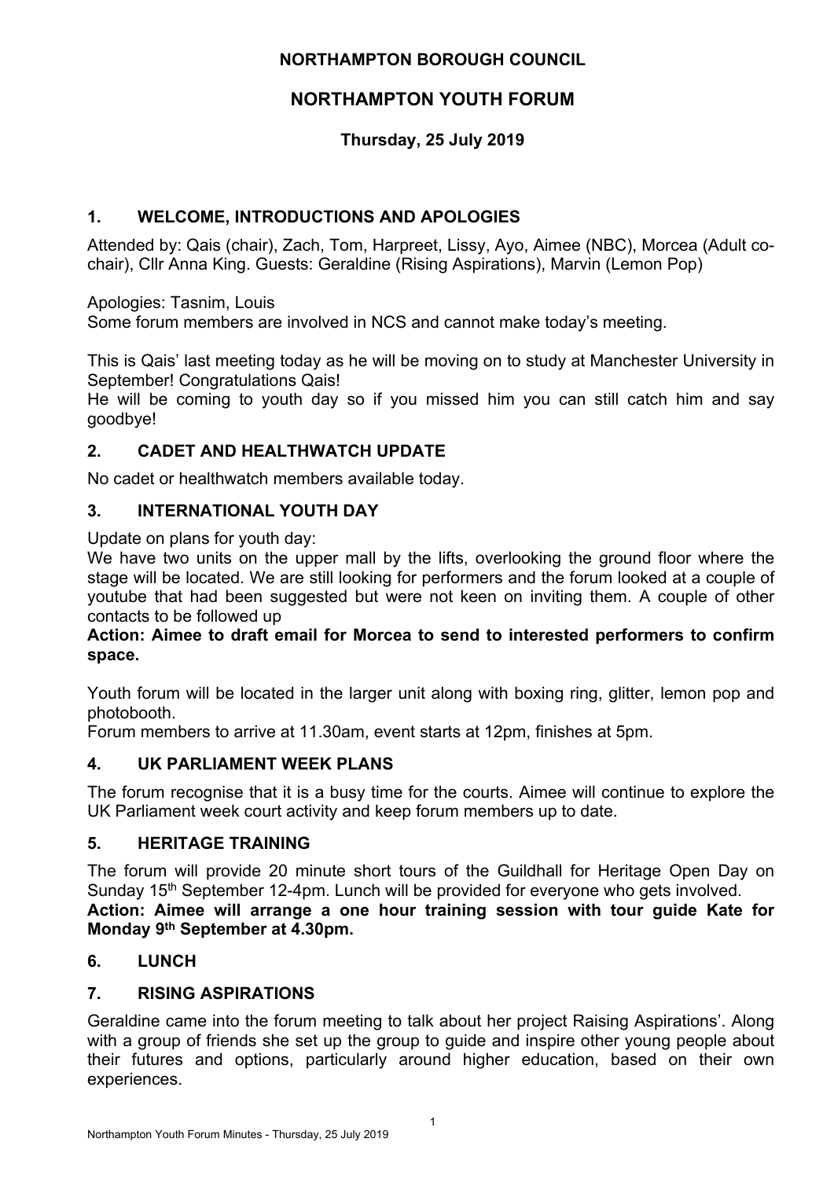**NORTHAMPTON BOROUGH COUNCIL**

# NORTHAMPTON YOUTH FORUM

**Thursday, 25 July 2019**

## 1. WELCOME, INTRODUCTIONS AND APOLOGIES

Attended by: Qais (chair), Zach, Tom, Harpreet, Lissy, Ayo, Aimee (NBC), Morcea (Adult co-chair), Cllr Anna King. Guests: Geraldine (Rising Aspirations), Marvin (Lemon Pop)

Apologies: Tasnim, Louis
Some forum members are involved in NCS and cannot make today's meeting.

This is Qais' last meeting today as he will be moving on to study at Manchester University in September! Congratulations Qais!
He will be coming to youth day so if you missed him you can still catch him and say goodbye!

## 2. CADET AND HEALTHWATCH UPDATE

No cadet or healthwatch members available today.

## 3. INTERNATIONAL YOUTH DAY

Update on plans for youth day:
We have two units on the upper mall by the lifts, overlooking the ground floor where the stage will be located. We are still looking for performers and the forum looked at a couple of youtube that had been suggested but were not keen on inviting them. A couple of other contacts to be followed up

**Action: Aimee to draft email for Morcea to send to interested performers to confirm space.**

Youth forum will be located in the larger unit along with boxing ring, glitter, lemon pop and photobooth.
Forum members to arrive at 11.30am, event starts at 12pm, finishes at 5pm.

## 4. UK PARLIAMENT WEEK PLANS

The forum recognise that it is a busy time for the courts. Aimee will continue to explore the UK Parliament week court activity and keep forum members up to date.

## 5. HERITAGE TRAINING

The forum will provide 20 minute short tours of the Guildhall for Heritage Open Day on Sunday 15th September 12-4pm. Lunch will be provided for everyone who gets involved.

**Action: Aimee will arrange a one hour training session with tour guide Kate for Monday 9th September at 4.30pm.**

## 6. LUNCH

## 7. RISING ASPIRATIONS

Geraldine came into the forum meeting to talk about her project Raising Aspirations'. Along with a group of friends she set up the group to guide and inspire other young people about their futures and options, particularly around higher education, based on their own experiences.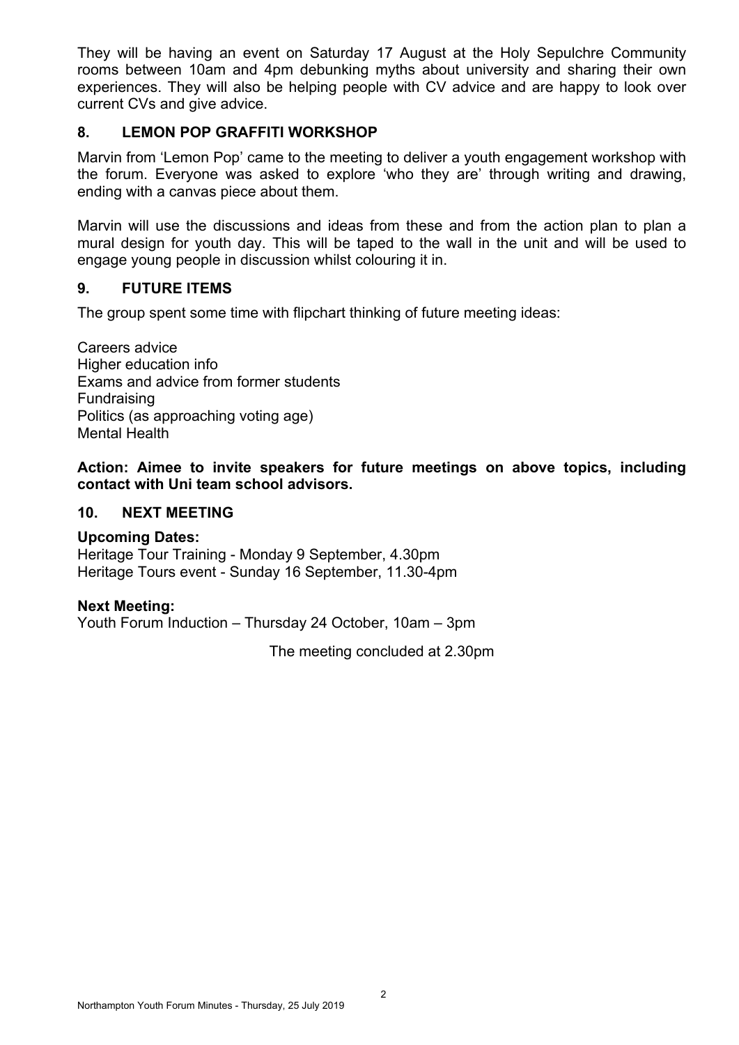They will be having an event on Saturday 17 August at the Holy Sepulchre Community rooms between 10am and 4pm debunking myths about university and sharing their own experiences. They will also be helping people with CV advice and are happy to look over current CVs and give advice.

## 8. LEMON POP GRAFFITI WORKSHOP

Marvin from 'Lemon Pop' came to the meeting to deliver a youth engagement workshop with the forum. Everyone was asked to explore 'who they are' through writing and drawing, ending with a canvas piece about them.

Marvin will use the discussions and ideas from these and from the action plan to plan a mural design for youth day. This will be taped to the wall in the unit and will be used to engage young people in discussion whilst colouring it in.

## 9. FUTURE ITEMS

The group spent some time with flipchart thinking of future meeting ideas:

Careers advice
Higher education info
Exams and advice from former students
Fundraising
Politics (as approaching voting age)
Mental Health

**Action: Aimee to invite speakers for future meetings on above topics, including contact with Uni team school advisors.**

## 10. NEXT MEETING

**Upcoming Dates:**
Heritage Tour Training - Monday 9 September, 4.30pm
Heritage Tours event - Sunday 16 September, 11.30-4pm

**Next Meeting:**
Youth Forum Induction – Thursday 24 October, 10am – 3pm

The meeting concluded at 2.30pm